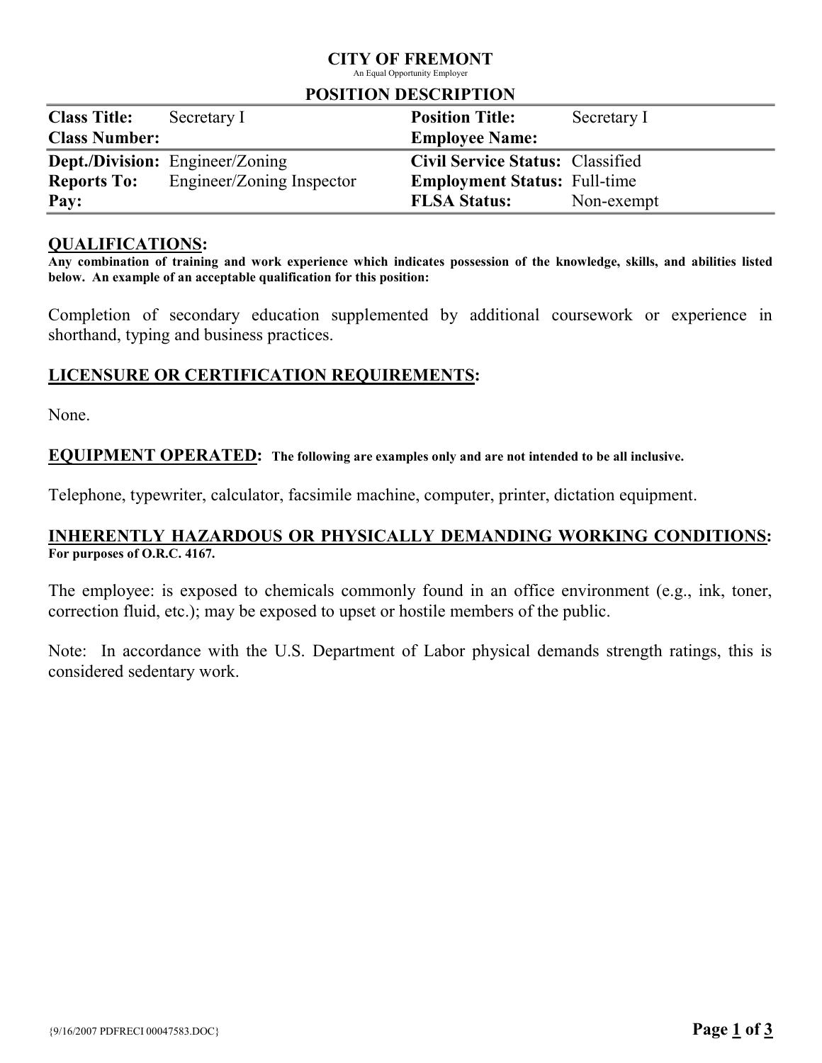# CITY OF FREMONT

An Equal Opportunity Employer

## POSITION DESCRIPTION

| | | | |
|---|---|---|---|
| **Class Title:** | Secretary I | **Position Title:** | Secretary I |
| **Class Number:** | | **Employee Name:** | |
| **Dept./Division:** | Engineer/Zoning | **Civil Service Status:** | Classified |
| **Reports To:** | Engineer/Zoning Inspector | **Employment Status:** | Full-time |
| **Pay:** | | **FLSA Status:** | Non-exempt |

## QUALIFICATIONS:

**Any combination of training and work experience which indicates possession of the knowledge, skills, and abilities listed below. An example of an acceptable qualification for this position:**

Completion of secondary education supplemented by additional coursework or experience in shorthand, typing and business practices.

## LICENSURE OR CERTIFICATION REQUIREMENTS:

None.

## EQUIPMENT OPERATED: 

**The following are examples only and are not intended to be all inclusive.**

Telephone, typewriter, calculator, facsimile machine, computer, printer, dictation equipment.

## INHERENTLY HAZARDOUS OR PHYSICALLY DEMANDING WORKING CONDITIONS:

**For purposes of O.R.C. 4167.**

The employee: is exposed to chemicals commonly found in an office environment (e.g., ink, toner, correction fluid, etc.); may be exposed to upset or hostile members of the public.

Note: In accordance with the U.S. Department of Labor physical demands strength ratings, this is considered sedentary work.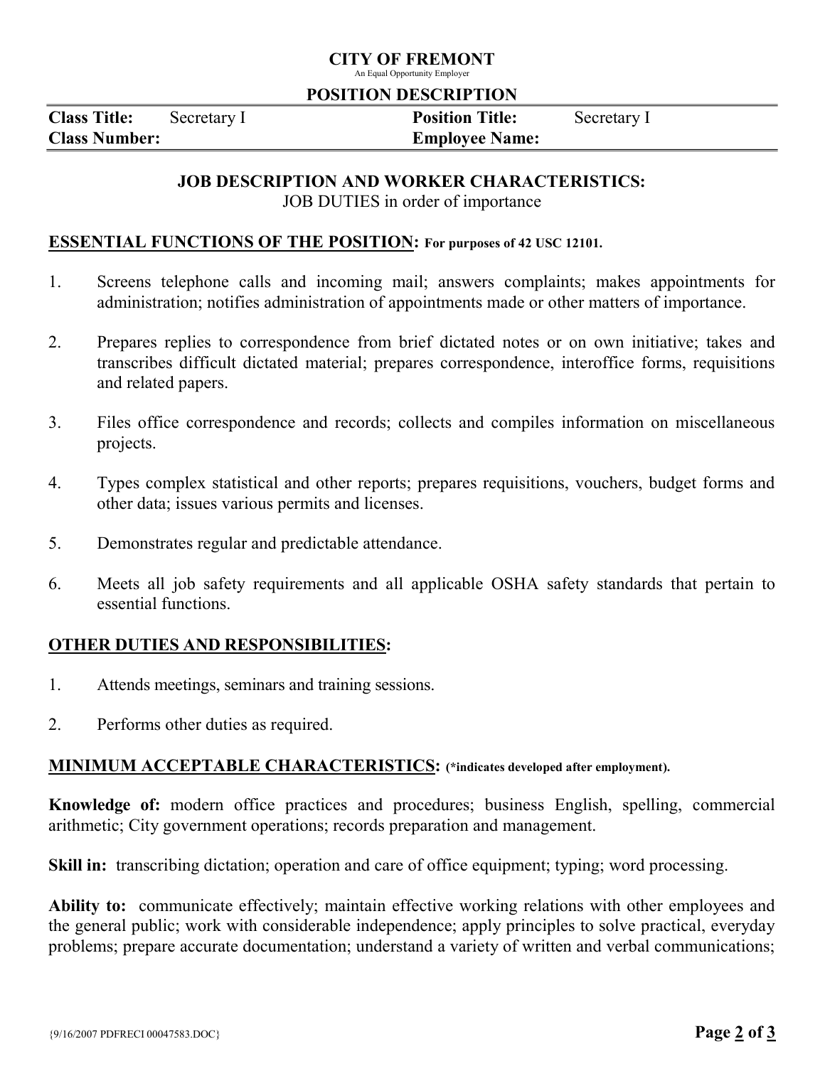# CITY OF FREMONT

An Equal Opportunity Employer

## POSITION DESCRIPTION

| **Class Title:** | Secretary I | **Position Title:** | Secretary I |
|---|---|---|---|
| **Class Number:** | | **Employee Name:** | |

### JOB DESCRIPTION AND WORKER CHARACTERISTICS:

JOB DUTIES in order of importance

**ESSENTIAL FUNCTIONS OF THE POSITION: For purposes of 42 USC 12101.**

1. Screens telephone calls and incoming mail; answers complaints; makes appointments for administration; notifies administration of appointments made or other matters of importance.

2. Prepares replies to correspondence from brief dictated notes or on own initiative; takes and transcribes difficult dictated material; prepares correspondence, interoffice forms, requisitions and related papers.

3. Files office correspondence and records; collects and compiles information on miscellaneous projects.

4. Types complex statistical and other reports; prepares requisitions, vouchers, budget forms and other data; issues various permits and licenses.

5. Demonstrates regular and predictable attendance.

6. Meets all job safety requirements and all applicable OSHA safety standards that pertain to essential functions.

**OTHER DUTIES AND RESPONSIBILITIES:**

1. Attends meetings, seminars and training sessions.

2. Performs other duties as required.

**MINIMUM ACCEPTABLE CHARACTERISTICS: (*indicates developed after employment).**

**Knowledge of:** modern office practices and procedures; business English, spelling, commercial arithmetic; City government operations; records preparation and management.

**Skill in:** transcribing dictation; operation and care of office equipment; typing; word processing.

**Ability to:** communicate effectively; maintain effective working relations with other employees and the general public; work with considerable independence; apply principles to solve practical, everyday problems; prepare accurate documentation; understand a variety of written and verbal communications;

{9/16/2007 PDFRECI 00047583.DOC}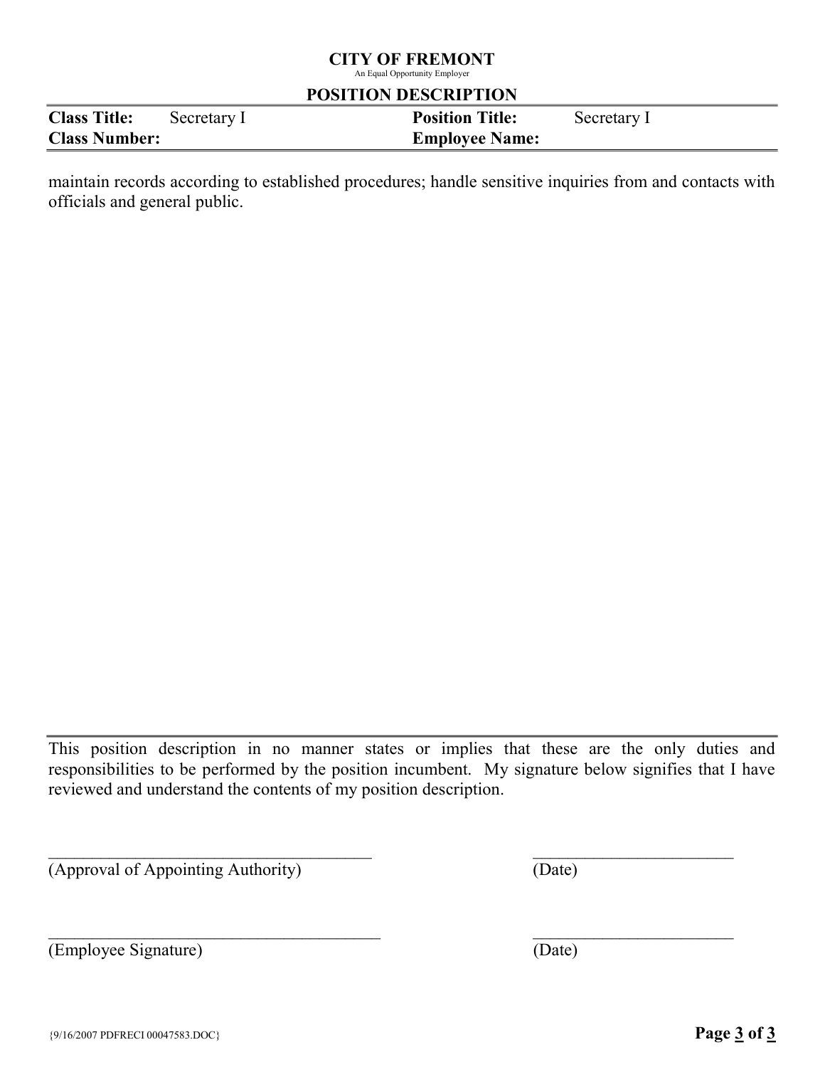maintain records according to established procedures; handle sensitive inquiries from and contacts with officials and general public.

---

This position description in no manner states or implies that these are the only duties and responsibilities to be performed by the position incumbent. My signature below signifies that I have reviewed and understand the contents of my position description.

\_\_\_\_\_\_\_\_\_\_\_\_\_\_\_\_\_\_\_\_\_\_\_\_\_\_\_\_\_\_\_\_\_\_\_\_\_\_\_ \_\_\_\_\_\_\_\_\_\_\_\_\_\_\_\_\_\_\_\_\_\_\_\_
(Approval of Appointing Authority) (Date)

\_\_\_\_\_\_\_\_\_\_\_\_\_\_\_\_\_\_\_\_\_\_\_\_\_\_\_\_\_\_\_\_\_\_\_\_\_\_\_\_ \_\_\_\_\_\_\_\_\_\_\_\_\_\_\_\_\_\_\_\_\_\_\_\_
(Employee Signature) (Date)